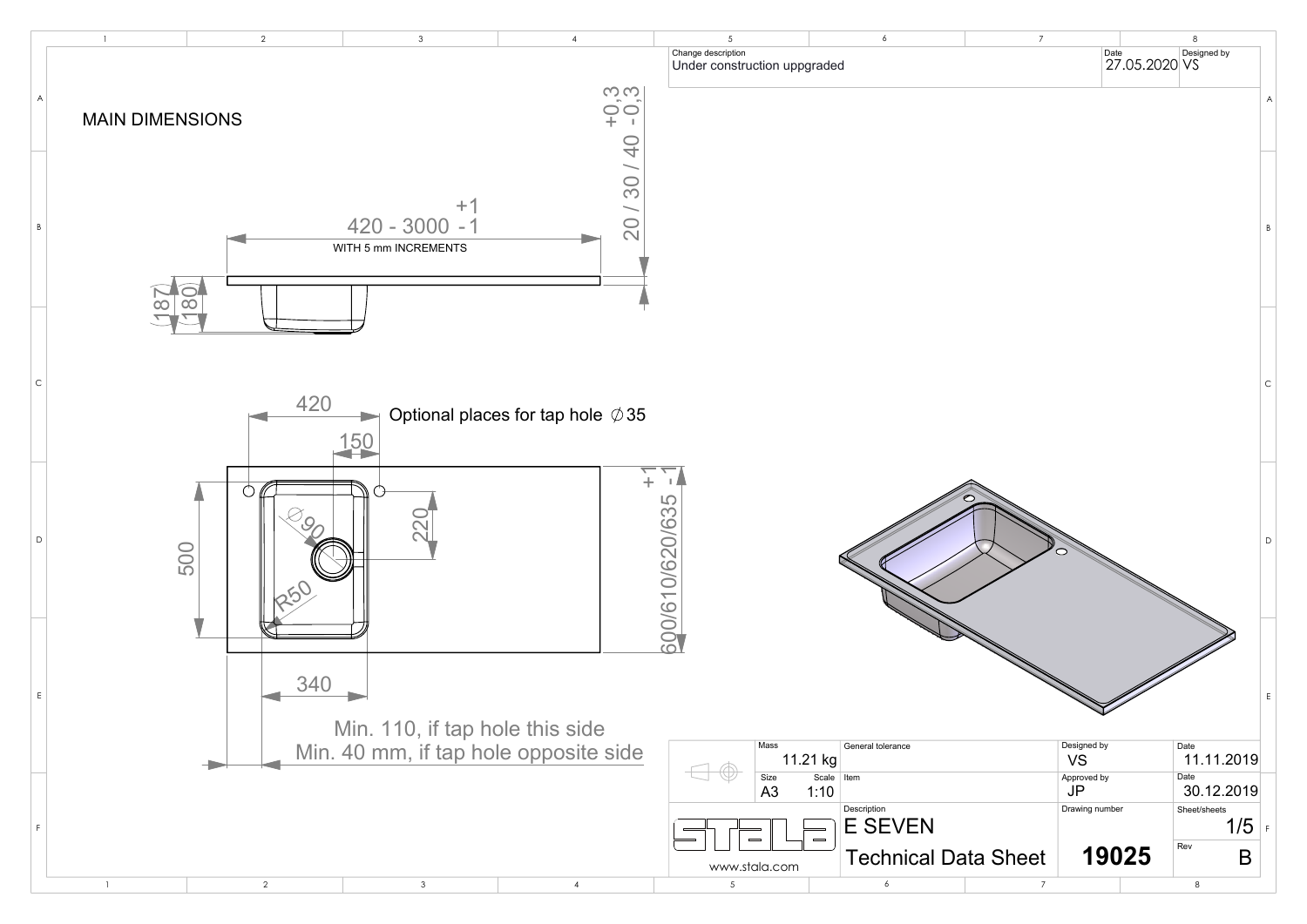Change description: Under construction uppgraded | Date: 27.05.2020 | Designed by: VS

# MAIN DIMENSIONS

420 - 3000 $^{+1}_{-1}$

WITH 5 mm INCREMENTS

20 / 30 / 40 $^{+0,3}_{-0,3}$

(187) (180)

420

Optional places for tap hole ∅35

150

∅90

220

R50

500

600/610/620/635 $^{+1}_{-1}$

340

Min. 110, if tap hole this side
Min. 40 mm, if tap hole opposite side

| Mass | 11.21 kg | General tolerance | Designed by: VS | Date: 11.11.2019 |
|---|---|---|---|---|
| Size: A3 | Scale: 1:10 | Item | Approved by: JP | Date: 30.12.2019 |
| | | Description: E SEVEN Technical Data Sheet | Drawing number: 19025 | Sheet/sheets: 1/5 Rev: B |

STALA
www.stala.com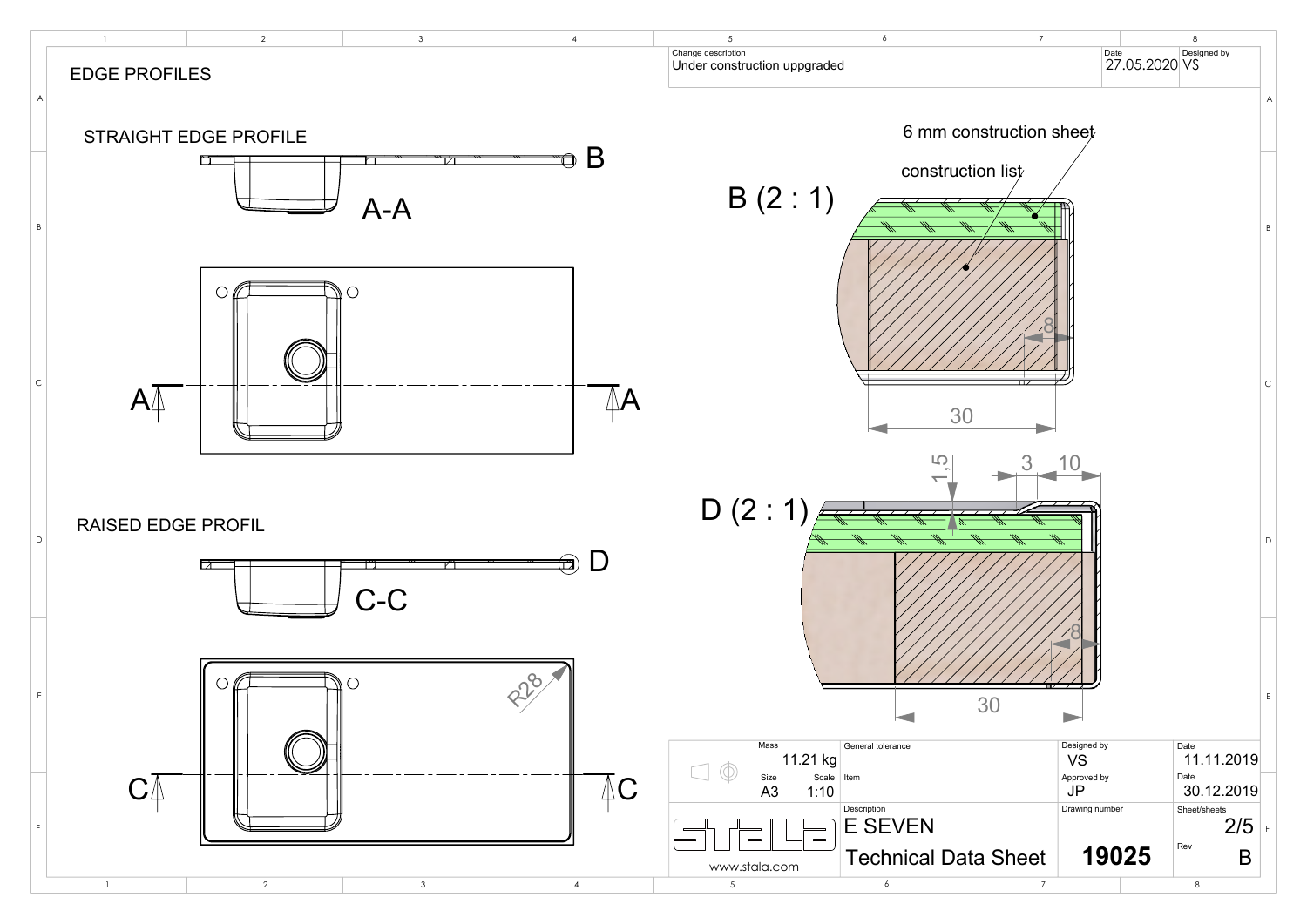# EDGE PROFILES

## STRAIGHT EDGE PROFILE

A-A

B

A A

B (2 : 1)

6 mm construction sheet

construction list

8

30

## RAISED EDGE PROFIL

C-C

D

R28

C C

D (2 : 1)

1,5

3

10

8

30

| Change description | Date | Designed by |
| --- | --- | --- |
| Under construction uppgraded | 27.05.2020 | VS |

| Mass | General tolerance | Designed by | Date |
| --- | --- | --- | --- |
| 11.21 kg | | VS | 11.11.2019 |
| Size: A3 / Scale: 1:10 | Item | Approved by: JP | Date: 30.12.2019 |
| STALA | Description: E SEVEN | Drawing number | Sheet/sheets: 2/5 |
| www.stala.com | Technical Data Sheet | 19025 | Rev: B |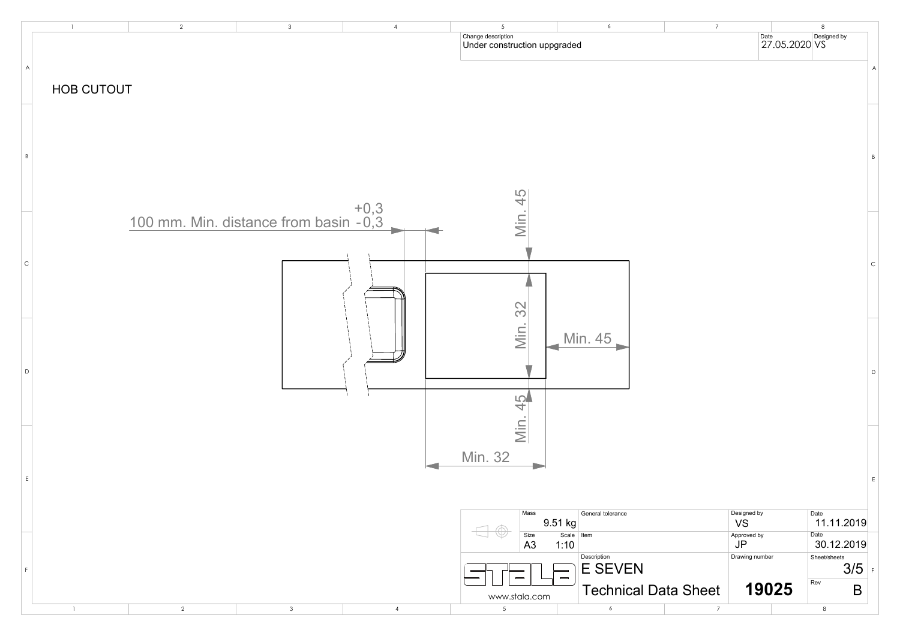| Change description | Date | Designed by |
|---|---|---|
| Under construction uppgraded | 27.05.2020 | VS |

# HOB CUTOUT

100 mm. Min. distance from basin $^{+0,3}_{-0,3}$

Min. 45

Min. 32

Min. 45

Min. 45

Min. 32

| Mass | General tolerance | Designed by | Date |
|---|---|---|---|
| 9.51 kg | | VS | 11.11.2019 |
| Size A3 / Scale 1:10 | Item | Approved by | Date |
| | | JP | 30.12.2019 |
| www.stala.com | Description | Drawing number | Sheet/sheets |
| | E SEVEN<br>Technical Data Sheet | 19025 | 3/5 |
| | | | Rev B |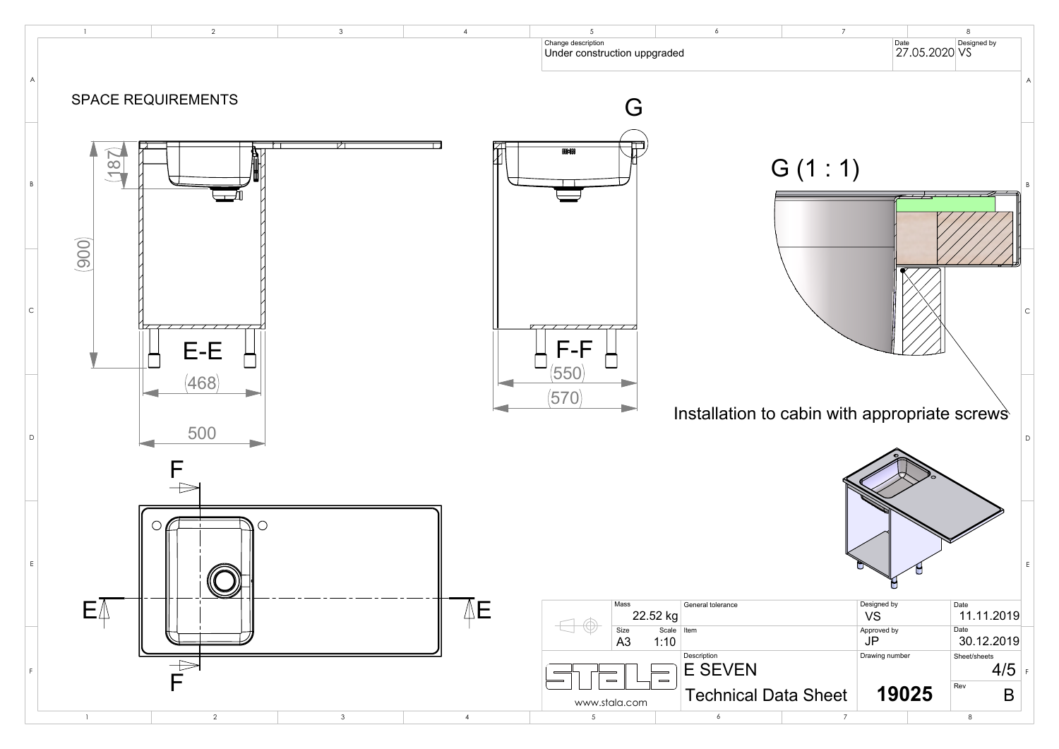| Change description | Date | Designed by |
| --- | --- | --- |
| Under construction uppgraded | 27.05.2020 | VS |

# SPACE REQUIREMENTS

E-E

(187)

(900)

(468)

500

F-F

(550)

(570)

G

G (1 : 1)

Installation to cabin with appropriate screws

F

E

E

F

| Mass | General tolerance | Designed by | Date |
| --- | --- | --- | --- |
| 22.52 kg | | VS | 11.11.2019 |
| Size A3 / Scale 1:10 | Item | Approved by | Date |
| | | JP | 30.12.2019 |
| | Description | Drawing number | Sheet/sheets |
| | E SEVEN | | 4/5 |
| www.stala.com | Technical Data Sheet | 19025 | Rev B |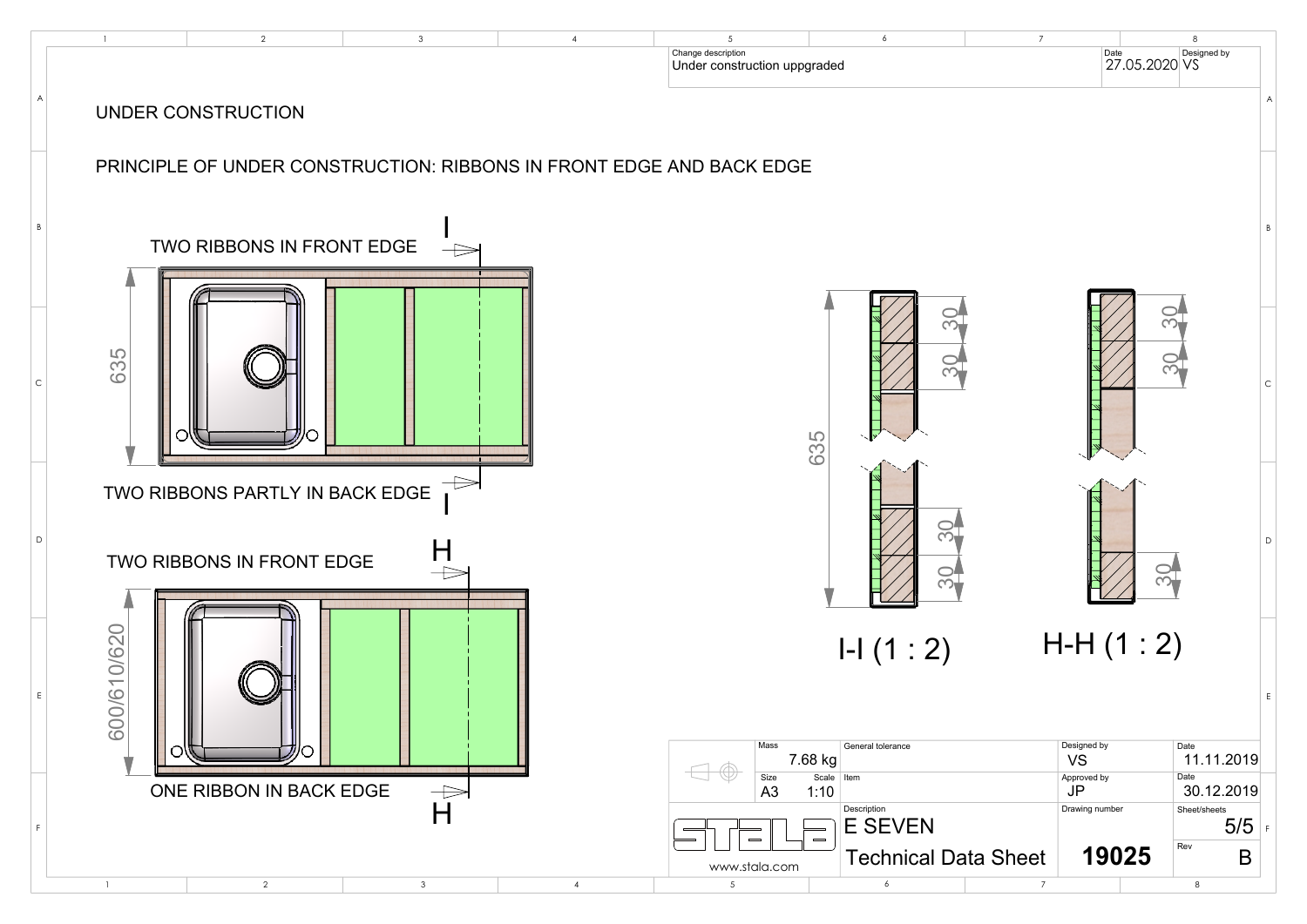| Change description | Date | Designed by |
| --- | --- | --- |
| Under construction uppgraded | 27.05.2020 | VS |

# UNDER CONSTRUCTION

PRINCIPLE OF UNDER CONSTRUCTION: RIBBONS IN FRONT EDGE AND BACK EDGE

TWO RIBBONS IN FRONT EDGE

I

635

TWO RIBBONS PARTLY IN BACK EDGE

I

TWO RIBBONS IN FRONT EDGE

H

600/610/620

ONE RIBBON IN BACK EDGE

H

635

30

30

30

30

I-I (1 : 2)

30

30

30

H-H (1 : 2)

| | | | |
| --- | --- | --- | --- |
| Mass 7.68 kg | General tolerance | Designed by VS | Date 11.11.2019 |
| Size A3, Scale 1:10 | Item | Approved by JP | Date 30.12.2019 |
| STALA | Description E SEVEN | Drawing number | Sheet/sheets 5/5 |
| www.stala.com | Technical Data Sheet | 19025 | Rev B |